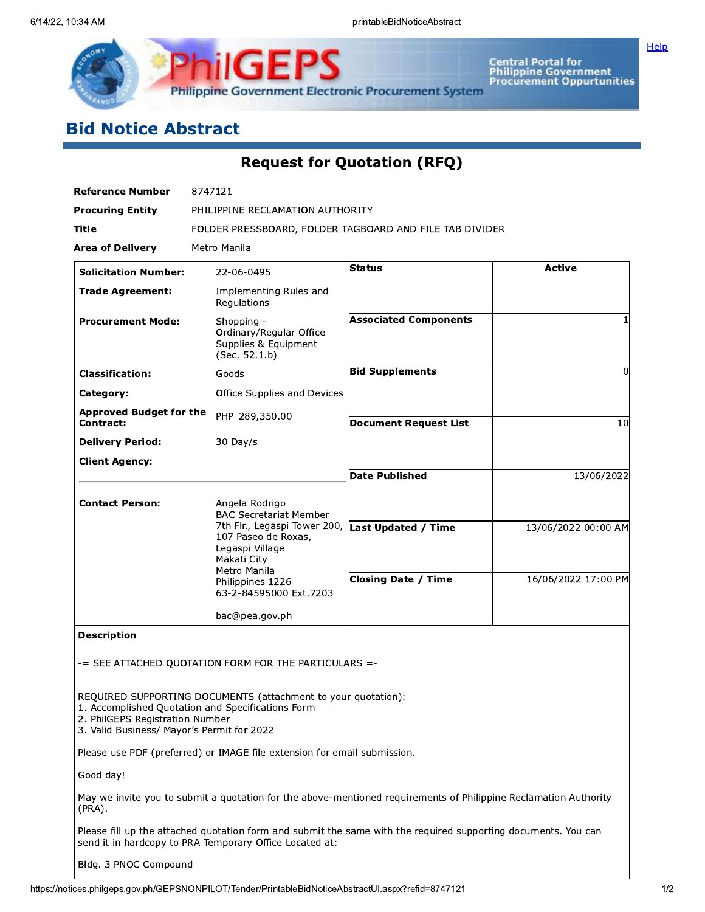# Bid Notice Abstract

## Request for Quotation (RFQ)

| | |
|---|---|
| **Reference Number** | 8747121 |
| **Procuring Entity** | PHILIPPINE RECLAMATION AUTHORITY |
| **Title** | FOLDER PRESSBOARD, FOLDER TAGBOARD AND FILE TAB DIVIDER |
| **Area of Delivery** | Metro Manila |

| | | | |
|---|---|---|---|
| **Solicitation Number:** | 22-06-0495 | **Status** | Active |
| **Trade Agreement:** | Implementing Rules and Regulations | | |
| **Procurement Mode:** | Shopping - Ordinary/Regular Office Supplies & Equipment (Sec. 52.1.b) | **Associated Components** | 1 |
| **Classification:** | Goods | **Bid Supplements** | 0 |
| **Category:** | Office Supplies and Devices | | |
| **Approved Budget for the Contract:** | PHP 289,350.00 | **Document Request List** | 10 |
| **Delivery Period:** | 30 Day/s | | |
| **Client Agency:** | | **Date Published** | 13/06/2022 |
| **Contact Person:** | Angela Rodrigo<br>BAC Secretariat Member<br>7th Flr., Legaspi Tower 200,<br>107 Paseo de Roxas,<br>Legaspi Village<br>Makati City<br>Metro Manila<br>Philippines 1226<br>63-2-84595000 Ext.7203<br><br>bac@pea.gov.ph | **Last Updated / Time** | 13/06/2022 00:00 AM |
| | | **Closing Date / Time** | 16/06/2022 17:00 PM |

**Description**

-= SEE ATTACHED QUOTATION FORM FOR THE PARTICULARS =-

REQUIRED SUPPORTING DOCUMENTS (attachment to your quotation):
1. Accomplished Quotation and Specifications Form
2. PhilGEPS Registration Number
3. Valid Business/ Mayor's Permit for 2022

Please use PDF (preferred) or IMAGE file extension for email submission.

Good day!

May we invite you to submit a quotation for the above-mentioned requirements of Philippine Reclamation Authority (PRA).

Please fill up the attached quotation form and submit the same with the required supporting documents. You can send it in hardcopy to PRA Temporary Office Located at:

Bldg. 3 PNOC Compound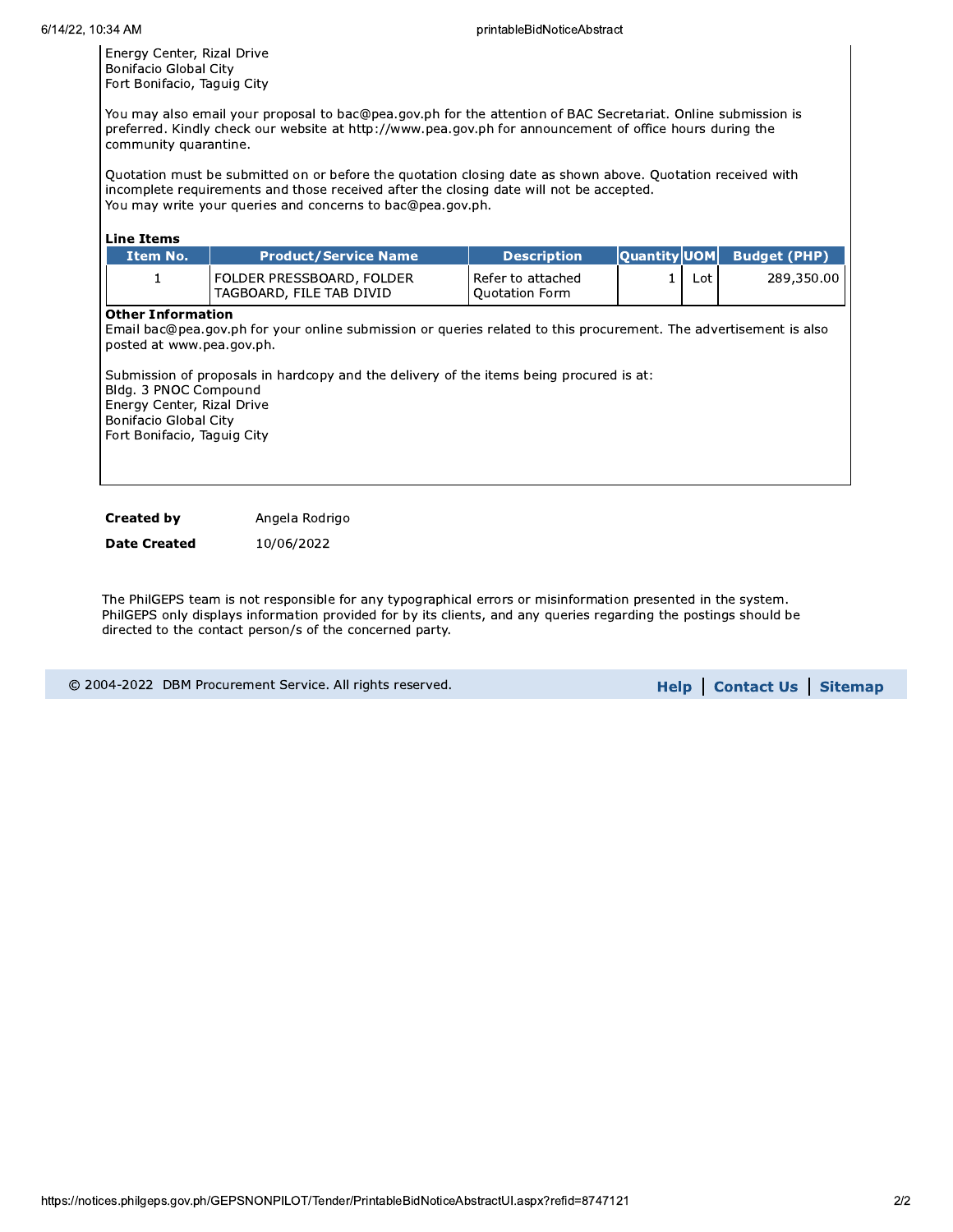Energy Center, Rizal Drive
Bonifacio Global City
Fort Bonifacio, Taguig City

You may also email your proposal to bac@pea.gov.ph for the attention of BAC Secretariat. Online submission is preferred. Kindly check our website at http://www.pea.gov.ph for announcement of office hours during the community quarantine.

Quotation must be submitted on or before the quotation closing date as shown above. Quotation received with incomplete requirements and those received after the closing date will not be accepted.
You may write your queries and concerns to bac@pea.gov.ph.

**Line Items**

| Item No. | Product/Service Name | Description | Quantity | UOM | Budget (PHP) |
|---|---|---|---|---|---|
| 1 | FOLDER PRESSBOARD, FOLDER TAGBOARD, FILE TAB DIVID | Refer to attached Quotation Form | 1 | Lot | 289,350.00 |

**Other Information**
Email bac@pea.gov.ph for your online submission or queries related to this procurement. The advertisement is also posted at www.pea.gov.ph.

Submission of proposals in hardcopy and the delivery of the items being procured is at:
Bldg. 3 PNOC Compound
Energy Center, Rizal Drive
Bonifacio Global City
Fort Bonifacio, Taguig City

**Created by** Angela Rodrigo

**Date Created** 10/06/2022

The PhilGEPS team is not responsible for any typographical errors or misinformation presented in the system. PhilGEPS only displays information provided for by its clients, and any queries regarding the postings should be directed to the contact person/s of the concerned party.

© 2004-2022 DBM Procurement Service. All rights reserved.

**Help** | **Contact Us** | **Sitemap**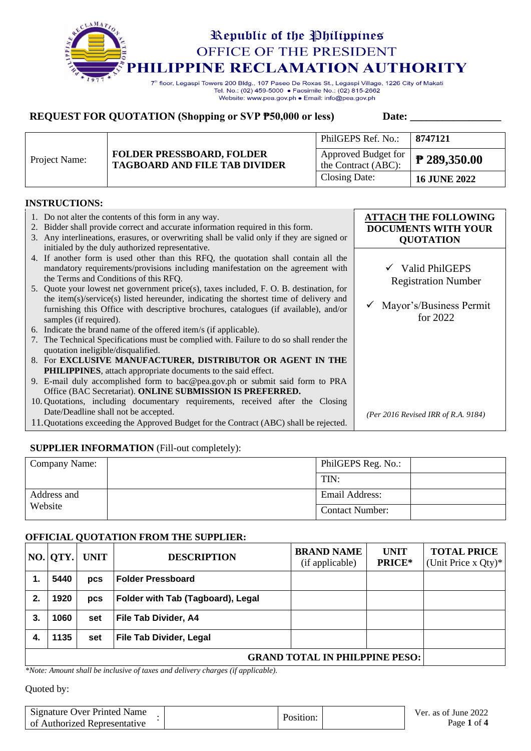Republic of the Philippines
OFFICE OF THE PRESIDENT
**PHILIPPINE RECLAMATION AUTHORITY**

7th floor, Legaspi Towers 200 Bldg., 107 Paseo De Roxas St., Legaspi Village, 1226 City of Makati
Tel. No.: (02) 459-5000 • Facsimile No.: (02) 815-2662
Website: www.pea.gov.ph • Email: info@pea.gov.ph

## REQUEST FOR QUOTATION (Shopping or SVP ₱50,000 or less) Date: _________________

| Project Name: | **FOLDER PRESSBOARD, FOLDER TAGBOARD AND FILE TAB DIVIDER** | PhilGEPS Ref. No.: | **8747121** |
|---|---|---|---|
| | | Approved Budget for the Contract (ABC): | **₱ 289,350.00** |
| | | Closing Date: | **16 JUNE 2022** |

**INSTRUCTIONS:**

1. Do not alter the contents of this form in any way.
2. Bidder shall provide correct and accurate information required in this form.
3. Any interlineations, erasures, or overwriting shall be valid only if they are signed or initialed by the duly authorized representative.
4. If another form is used other than this RFQ, the quotation shall contain all the mandatory requirements/provisions including manifestation on the agreement with the Terms and Conditions of this RFQ.
5. Quote your lowest net government price(s), taxes included, F. O. B. destination, for the item(s)/service(s) listed hereunder, indicating the shortest time of delivery and furnishing this Office with descriptive brochures, catalogues (if available), and/or samples (if required).
6. Indicate the brand name of the offered item/s (if applicable).
7. The Technical Specifications must be complied with. Failure to do so shall render the quotation ineligible/disqualified.
8. For **EXCLUSIVE MANUFACTURER, DISTRIBUTOR OR AGENT IN THE PHILIPPINES**, attach appropriate documents to the said effect.
9. E-mail duly accomplished form to bac@pea.gov.ph or submit said form to PRA Office (BAC Secretariat). **ONLINE SUBMISSION IS PREFERRED.**
10. Quotations, including documentary requirements, received after the Closing Date/Deadline shall not be accepted.
11. Quotations exceeding the Approved Budget for the Contract (ABC) shall be rejected.

**ATTACH THE FOLLOWING DOCUMENTS WITH YOUR QUOTATION**

- ✓ Valid PhilGEPS Registration Number
- ✓ Mayor's/Business Permit for 2022

*(Per 2016 Revised IRR of R.A. 9184)*

**SUPPLIER INFORMATION** (Fill-out completely):

| Company Name: | | PhilGEPS Reg. No.: | |
|---|---|---|---|
| | | TIN: | |
| Address and Website | | Email Address: | |
| | | Contact Number: | |

**OFFICIAL QUOTATION FROM THE SUPPLIER:**

| NO. | QTY. | UNIT | DESCRIPTION | BRAND NAME (if applicable) | UNIT PRICE* | TOTAL PRICE (Unit Price x Qty)* |
|---|---|---|---|---|---|---|
| **1.** | **5440** | **pcs** | **Folder Pressboard** | | | |
| **2.** | **1920** | **pcs** | **Folder with Tab (Tagboard), Legal** | | | |
| **3.** | **1060** | **set** | **File Tab Divider, A4** | | | |
| **4.** | **1135** | **set** | **File Tab Divider, Legal** | | | |
| | | | | | **GRAND TOTAL IN PHILPPINE PESO:** | |

*\*Note: Amount shall be inclusive of taxes and delivery charges (if applicable).*

Quoted by:

| Signature Over Printed Name of Authorized Representative : | | Position: | |
|---|---|---|---|

Ver. as of June 2022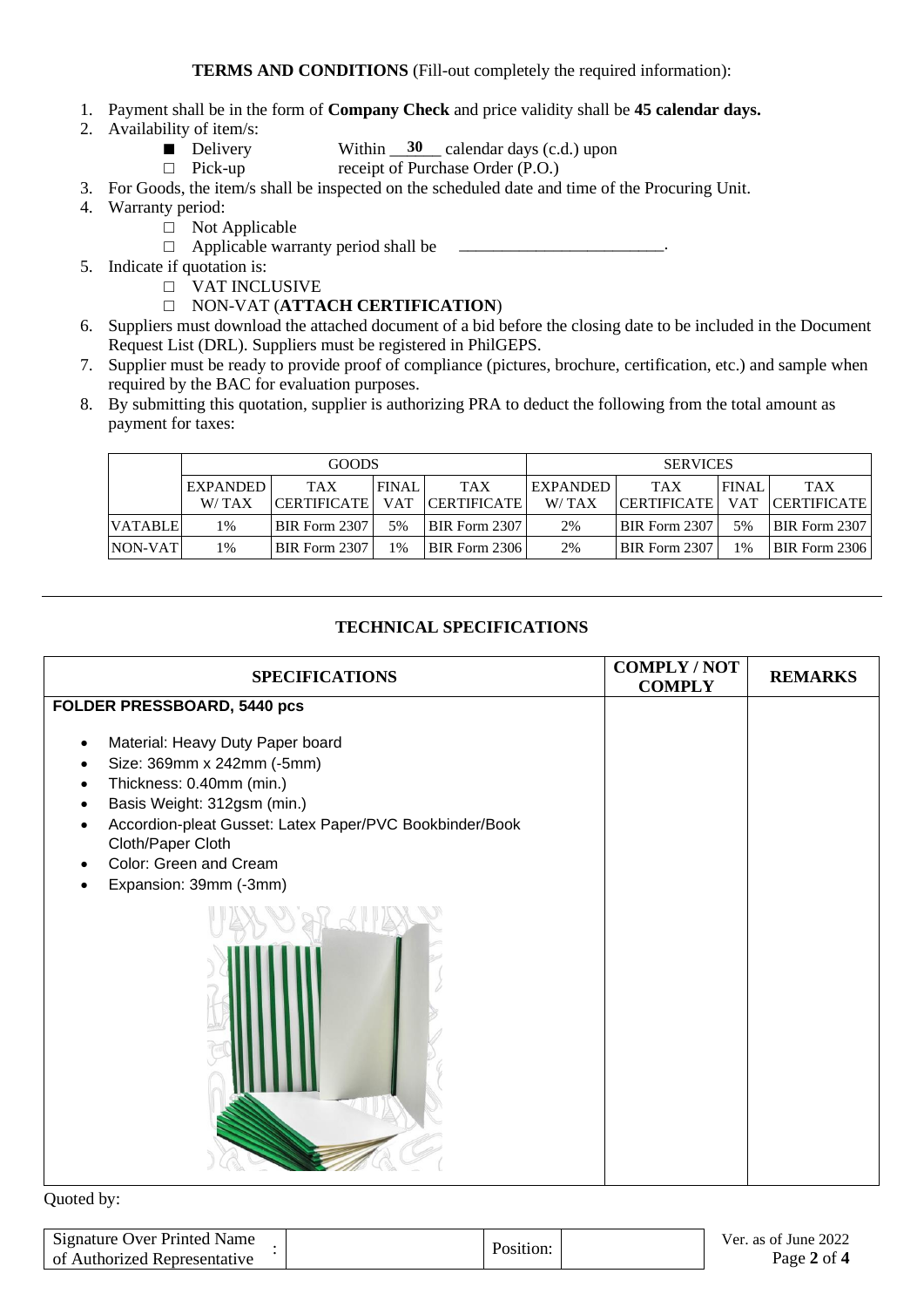**TERMS AND CONDITIONS** (Fill-out completely the required information):

1. Payment shall be in the form of **Company Check** and price validity shall be **45 calendar days.**
2. Availability of item/s:
   - ■ Delivery — Within __**30**__ calendar days (c.d.) upon receipt of Purchase Order (P.O.)
   - □ Pick-up
3. For Goods, the item/s shall be inspected on the scheduled date and time of the Procuring Unit.
4. Warranty period:
   - □ Not Applicable
   - □ Applicable warranty period shall be ________________________.
5. Indicate if quotation is:
   - □ VAT INCLUSIVE
   - □ NON-VAT (**ATTACH CERTIFICATION**)
6. Suppliers must download the attached document of a bid before the closing date to be included in the Document Request List (DRL). Suppliers must be registered in PhilGEPS.
7. Supplier must be ready to provide proof of compliance (pictures, brochure, certification, etc.) and sample when required by the BAC for evaluation purposes.
8. By submitting this quotation, supplier is authorizing PRA to deduct the following from the total amount as payment for taxes:

| | GOODS | | | | SERVICES | | | |
|---|---|---|---|---|---|---|---|---|
| | EXPANDED W/ TAX | TAX CERTIFICATE | FINAL VAT | TAX CERTIFICATE | EXPANDED W/ TAX | TAX CERTIFICATE | FINAL VAT | TAX CERTIFICATE |
| VATABLE | 1% | BIR Form 2307 | 5% | BIR Form 2307 | 2% | BIR Form 2307 | 5% | BIR Form 2307 |
| NON-VAT | 1% | BIR Form 2307 | 1% | BIR Form 2306 | 2% | BIR Form 2307 | 1% | BIR Form 2306 |

---

## TECHNICAL SPECIFICATIONS

| SPECIFICATIONS | COMPLY / NOT COMPLY | REMARKS |
|---|---|---|
| **FOLDER PRESSBOARD, 5440 pcs**<br>• Material: Heavy Duty Paper board<br>• Size: 369mm x 242mm (-5mm)<br>• Thickness: 0.40mm (min.)<br>• Basis Weight: 312gsm (min.)<br>• Accordion-pleat Gusset: Latex Paper/PVC Bookbinder/Book Cloth/Paper Cloth<br>• Color: Green and Cream<br>• Expansion: 39mm (-3mm) | | |

Quoted by:

| Signature Over Printed Name of Authorized Representative : | | Position: | |
|---|---|---|---|

Ver. as of June 2022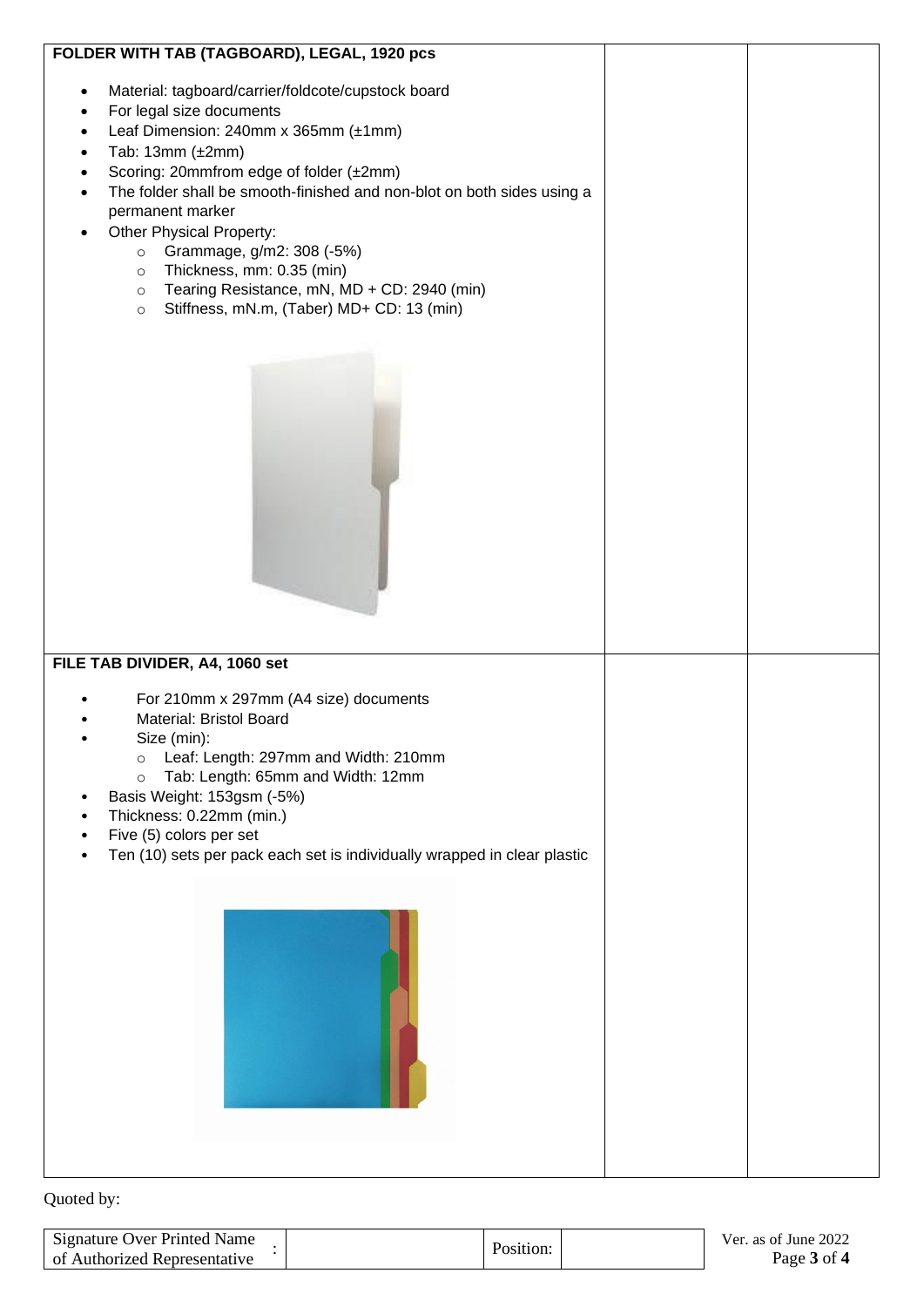| | | |
|---|---|---|
| **FOLDER WITH TAB (TAGBOARD), LEGAL, 1920 pcs**<br><br>• Material: tagboard/carrier/foldcote/cupstock board<br>• For legal size documents<br>• Leaf Dimension: 240mm x 365mm (±1mm)<br>• Tab: 13mm (±2mm)<br>• Scoring: 20mmfrom edge of folder (±2mm)<br>• The folder shall be smooth-finished and non-blot on both sides using a permanent marker<br>• Other Physical Property:<br>  ○ Grammage, g/m2: 308 (-5%)<br>  ○ Thickness, mm: 0.35 (min)<br>  ○ Tearing Resistance, mN, MD + CD: 2940 (min)<br>  ○ Stiffness, mN.m, (Taber) MD+ CD: 13 (min) | | |
| **FILE TAB DIVIDER, A4, 1060 set**<br><br>• For 210mm x 297mm (A4 size) documents<br>• Material: Bristol Board<br>• Size (min):<br>  ○ Leaf: Length: 297mm and Width: 210mm<br>  ○ Tab: Length: 65mm and Width: 12mm<br>• Basis Weight: 153gsm (-5%)<br>• Thickness: 0.22mm (min.)<br>• Five (5) colors per set<br>• Ten (10) sets per pack each set is individually wrapped in clear plastic | | |

Quoted by:

| Signature Over Printed Name of Authorized Representative | : | | Position: | |
|---|---|---|---|---|

Ver. as of June 2022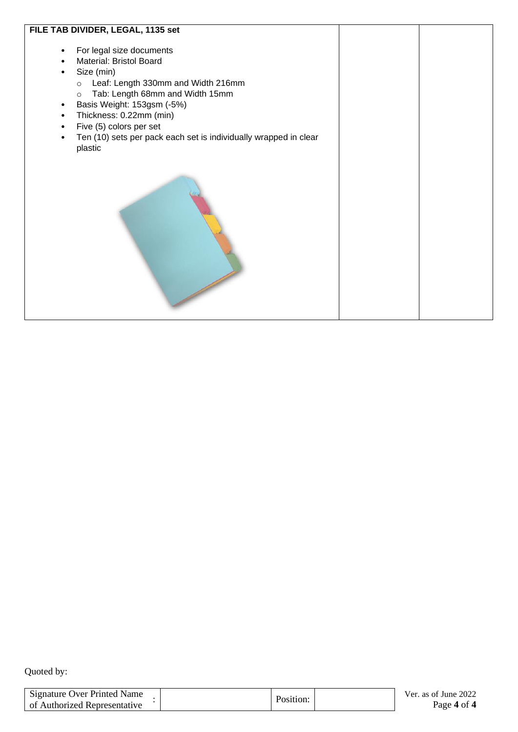| | | |
|---|---|---|
| **FILE TAB DIVIDER, LEGAL, 1135 set**<br><br>• For legal size documents<br>• Material: Bristol Board<br>• Size (min)<br>  ○ Leaf: Length 330mm and Width 216mm<br>  ○ Tab: Length 68mm and Width 15mm<br>• Basis Weight: 153gsm (-5%)<br>• Thickness: 0.22mm (min)<br>• Five (5) colors per set<br>• Ten (10) sets per pack each set is individually wrapped in clear plastic | | |

Quoted by:

| | | | | |
|---|---|---|---|---|
| Signature Over Printed Name of Authorized Representative | : | | Position: | |

Ver. as of June 2022